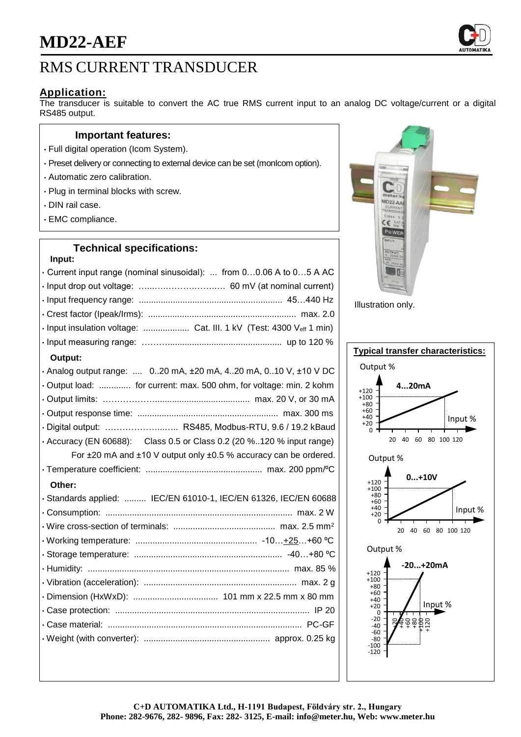# MD22-AEF

## RMS CURRENT TRANSDUCER

### Application:

The transducer is suitable to convert the AC true RMS current input to an analog DC voltage/current or a digital RS485 output.

### Important features:

- Full digital operation (Icom System).
- Preset delivery or connecting to external device can be set (monIcom option).
- Automatic zero calibration.
- Plug in terminal blocks with screw.
- DIN rail case.
- EMC compliance.

Illustration only.

### Technical specifications:

**Input:**

- Current input range (nominal sinusoidal): ... from 0…0.06 A to 0…5 A AC
- Input drop out voltage: …………………………… 60 mV (at nominal current)
- Input frequency range: ........................................................... 45…440 Hz
- Crest factor (Ipeak/Irms): ............................................................ max. 2.0
- Input insulation voltage: ................... Cat. III. 1 kV (Test: 4300 $V_{eff}$ 1 min)
- Input measuring range: ……….............................................. up to 120 %

**Output:**

- Analog output range: .... 0..20 mA, ±20 mA, 4..20 mA, 0..10 V, ±10 V DC
- Output load: ............. for current: max. 500 ohm, for voltage: min. 2 kohm
- Output limits: ……………….................................... max. 20 V, or 30 mA
- Output response time: .......................................................... max. 300 ms
- Digital output: ……………….…….. RS485, Modbus-RTU, 9.6 / 19.2 kBaud
- Accuracy (EN 60688): Class 0.5 or Class 0.2 (20 %..120 % input range)
  For ±20 mA and ±10 V output only ±0.5 % accuracy can be ordered.
- Temperature coefficient: ............................................... max. 200 ppm/°C

**Other:**

- Standards applied: ......... IEC/EN 61010-1, IEC/EN 61326, IEC/EN 60688
- Consumption: ............................................................................ max. 2 W
- Wire cross-section of terminals: .......................................... max. 2.5 mm²
- Working temperature: .................................................. -10…+25…+60 °C
- Storage temperature: ............................................................. -40…+80 °C
- Humidity: .................................................................................. max. 85 %
- Vibration (acceleration): ............................................................... max. 2 g
- Dimension (HxWxD): ................................... 101 mm x 22.5 mm x 80 mm
- Case protection: ................................................................................ IP 20
- Case material: ................................................................................ PC-GF
- Weight (with converter): .................................................... approx. 0.25 kg

### Typical transfer characteristics:

4...20mA — Output % vs Input % (20, 40, 60, 80, 100, 120)

0...+10V — Output % vs Input % (20, 40, 60, 80, 100, 120)

-20...+20mA — Output % (-120 … +120) vs Input % (-120 … +120)

**C+D AUTOMATIKA Ltd., H-1191 Budapest, Földváry str. 2., Hungary**
**Phone: 282-9676, 282- 9896, Fax: 282- 3125, E-mail: info@meter.hu, Web: www.meter.hu**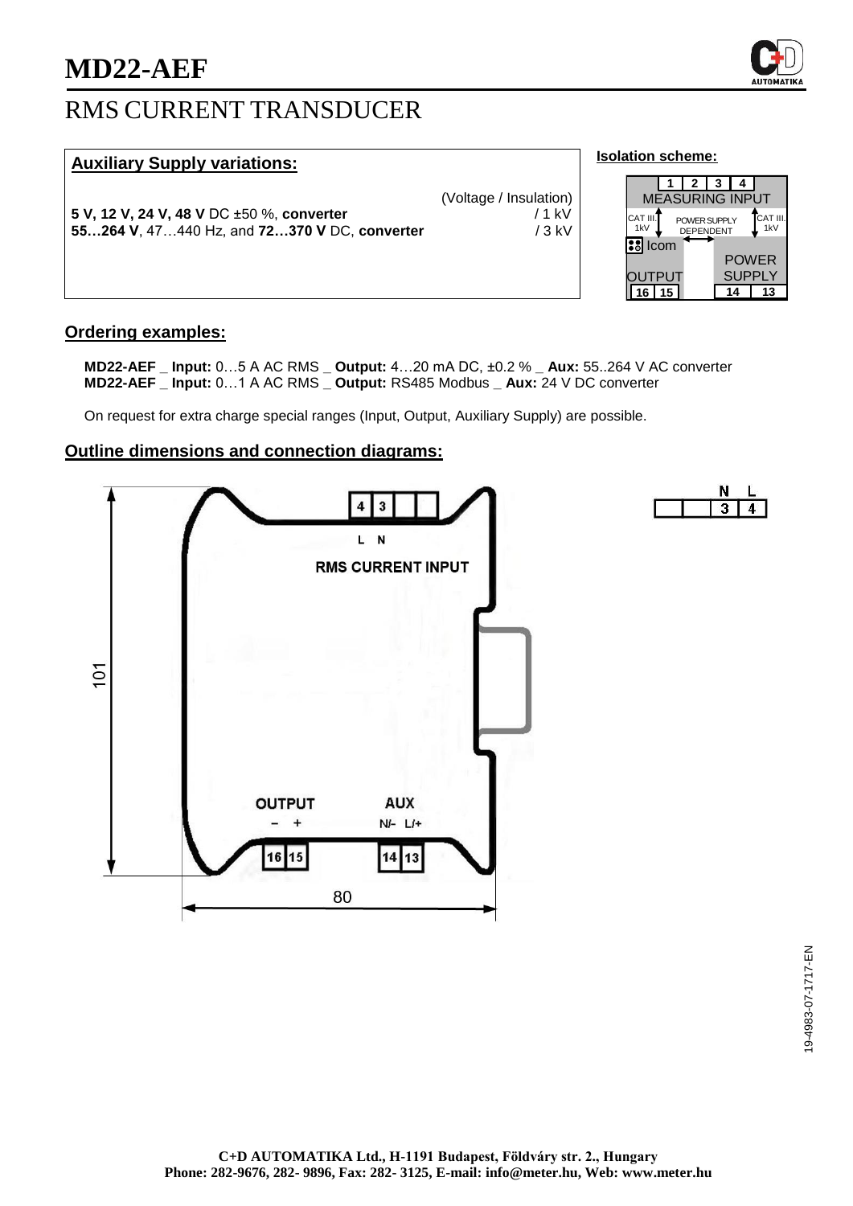# MD22-AEF

## RMS CURRENT TRANSDUCER

### Auxiliary Supply variations:

| | (Voltage / Insulation) |
|---|---|
| **5 V, 12 V, 24 V, 48 V** DC ±50 %, **converter** | / 1 kV |
| **55…264 V**, 47…440 Hz, and **72…370 V** DC, **converter** | / 3 kV |

### Isolation scheme:

1 2 3 4
MEASURING INPUT
CAT III. 1kV
POWER SUPPLY DEPENDENT
CAT III. 1kV
Icom
OUTPUT
16 15
POWER SUPPLY
14 13

### Ordering examples:

**MD22-AEF _ Input:** 0…5 A AC RMS _ **Output:** 4…20 mA DC, ±0.2 % _ **Aux:** 55..264 V AC converter
**MD22-AEF _ Input:** 0…1 A AC RMS _ **Output:** RS485 Modbus _ **Aux:** 24 V DC converter

On request for extra charge special ranges (Input, Output, Auxiliary Supply) are possible.

### Outline dimensions and connection diagrams:

4 3
L N
RMS CURRENT INPUT
101
OUTPUT
– +
16 15
AUX
N/- L/+
14 13
80

N L
3 4

19-4983-07-1717-EN

**C+D AUTOMATIKA Ltd., H-1191 Budapest, Földváry str. 2., Hungary**
**Phone: 282-9676, 282- 9896, Fax: 282- 3125, E-mail: info@meter.hu, Web: www.meter.hu**